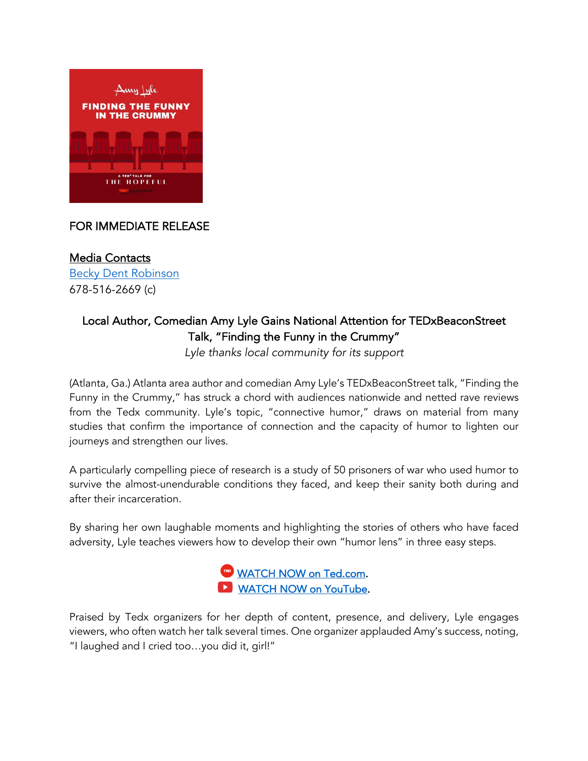FOR IMMEDIATE RELEASE

Media Contacts
[Becky Dent Robinson]
678-516-2669 (c)

## Local Author, Comedian Amy Lyle Gains National Attention for TEDxBeaconStreet Talk, "Finding the Funny in the Crummy"

*Lyle thanks local community for its support*

(Atlanta, Ga.) Atlanta area author and comedian Amy Lyle's TEDxBeaconStreet talk, "Finding the Funny in the Crummy," has struck a chord with audiences nationwide and netted rave reviews from the Tedx community. Lyle's topic, "connective humor," draws on material from many studies that confirm the importance of connection and the capacity of humor to lighten our journeys and strengthen our lives.

A particularly compelling piece of research is a study of 50 prisoners of war who used humor to survive the almost-unendurable conditions they faced, and keep their sanity both during and after their incarceration.

By sharing her own laughable moments and highlighting the stories of others who have faced adversity, Lyle teaches viewers how to develop their own "humor lens" in three easy steps.

WATCH NOW on Ted.com.
WATCH NOW on YouTube.

Praised by Tedx organizers for her depth of content, presence, and delivery, Lyle engages viewers, who often watch her talk several times. One organizer applauded Amy's success, noting, "I laughed and I cried too…you did it, girl!"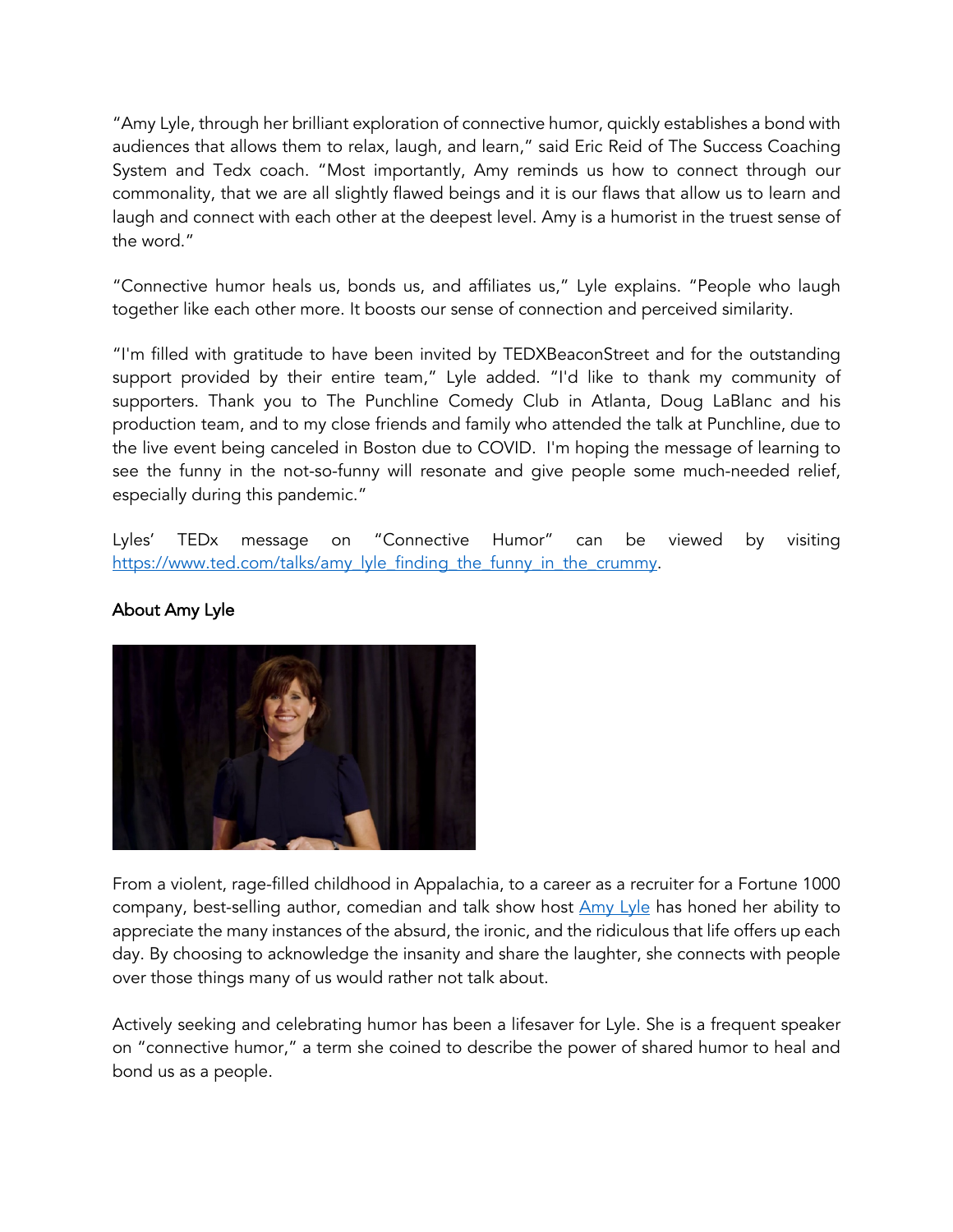"Amy Lyle, through her brilliant exploration of connective humor, quickly establishes a bond with audiences that allows them to relax, laugh, and learn," said Eric Reid of The Success Coaching System and Tedx coach. "Most importantly, Amy reminds us how to connect through our commonality, that we are all slightly flawed beings and it is our flaws that allow us to learn and laugh and connect with each other at the deepest level. Amy is a humorist in the truest sense of the word."

"Connective humor heals us, bonds us, and affiliates us," Lyle explains. "People who laugh together like each other more. It boosts our sense of connection and perceived similarity.

"I'm filled with gratitude to have been invited by TEDXBeaconStreet and for the outstanding support provided by their entire team," Lyle added. "I'd like to thank my community of supporters. Thank you to The Punchline Comedy Club in Atlanta, Doug LaBlanc and his production team, and to my close friends and family who attended the talk at Punchline, due to the live event being canceled in Boston due to COVID. I'm hoping the message of learning to see the funny in the not-so-funny will resonate and give people some much-needed relief, especially during this pandemic."

Lyles' TEDx message on "Connective Humor" can be viewed by visiting [https://www.ted.com/talks/amy_lyle_finding_the_funny_in_the_crummy](https://www.ted.com/talks/amy_lyle_finding_the_funny_in_the_crummy).

### About Amy Lyle

From a violent, rage-filled childhood in Appalachia, to a career as a recruiter for a Fortune 1000 company, best-selling author, comedian and talk show host [Amy Lyle](#) has honed her ability to appreciate the many instances of the absurd, the ironic, and the ridiculous that life offers up each day. By choosing to acknowledge the insanity and share the laughter, she connects with people over those things many of us would rather not talk about.

Actively seeking and celebrating humor has been a lifesaver for Lyle. She is a frequent speaker on "connective humor," a term she coined to describe the power of shared humor to heal and bond us as a people.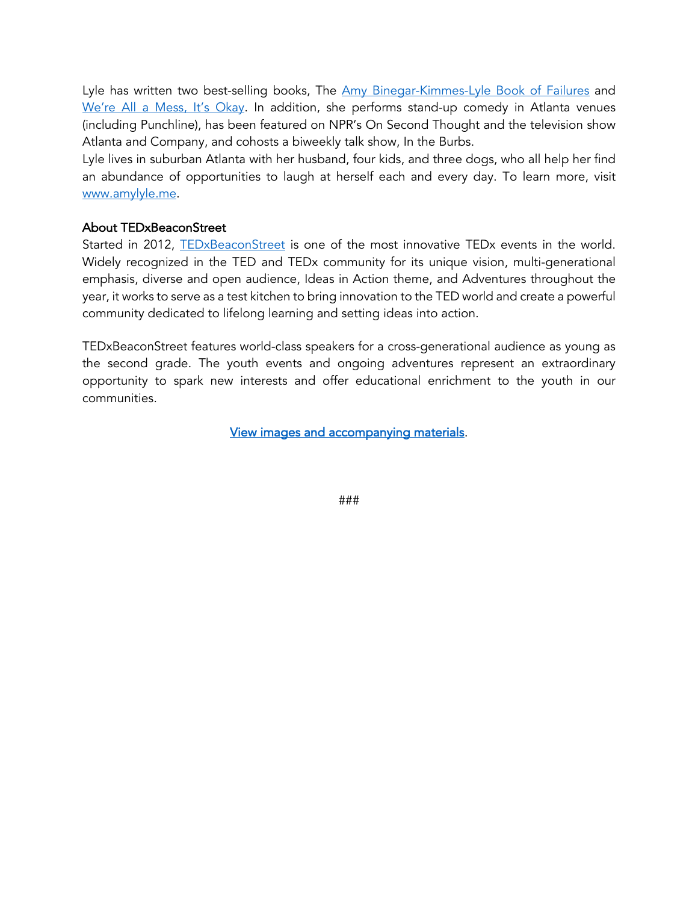Lyle has written two best-selling books, The Amy Binegar-Kimmes-Lyle Book of Failures and We're All a Mess, It's Okay. In addition, she performs stand-up comedy in Atlanta venues (including Punchline), has been featured on NPR's On Second Thought and the television show Atlanta and Company, and cohosts a biweekly talk show, In the Burbs.
Lyle lives in suburban Atlanta with her husband, four kids, and three dogs, who all help her find an abundance of opportunities to laugh at herself each and every day. To learn more, visit www.amylyle.me.

**About TEDxBeaconStreet**
Started in 2012, TEDxBeaconStreet is one of the most innovative TEDx events in the world. Widely recognized in the TED and TEDx community for its unique vision, multi-generational emphasis, diverse and open audience, Ideas in Action theme, and Adventures throughout the year, it works to serve as a test kitchen to bring innovation to the TED world and create a powerful community dedicated to lifelong learning and setting ideas into action.

TEDxBeaconStreet features world-class speakers for a cross-generational audience as young as the second grade. The youth events and ongoing adventures represent an extraordinary opportunity to spark new interests and offer educational enrichment to the youth in our communities.

View images and accompanying materials.

###